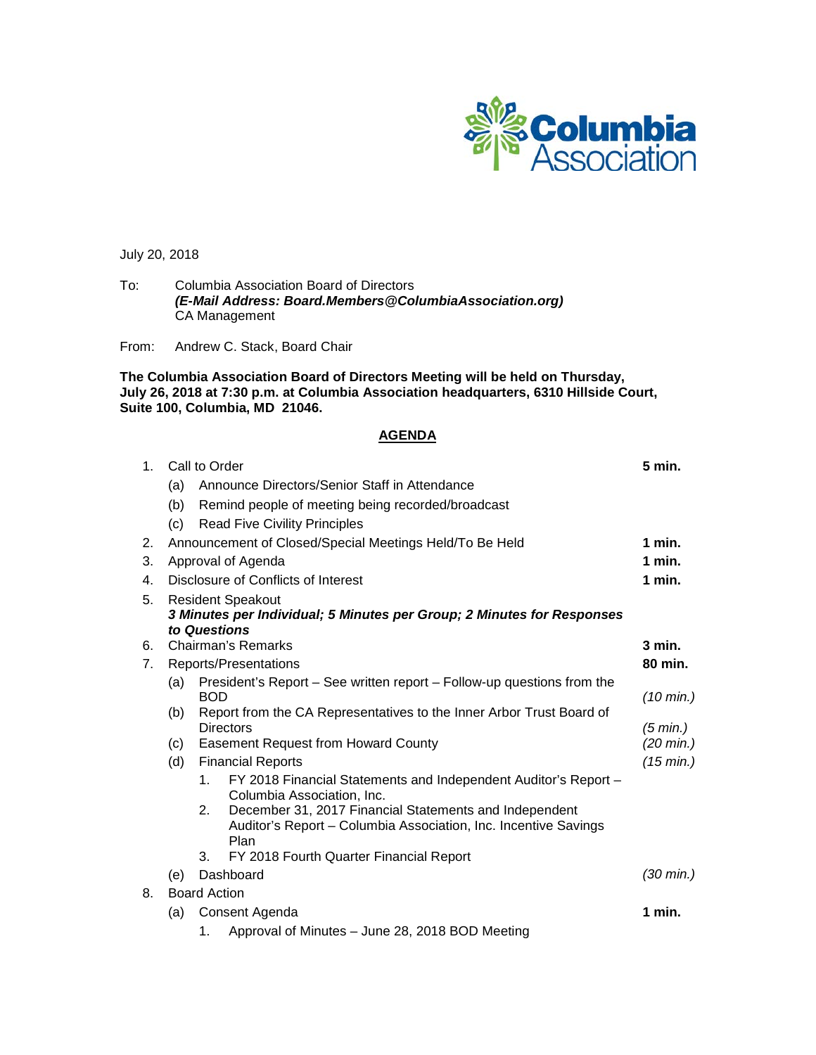July 20, 2018

To: Columbia Association Board of Directors
***(E-Mail Address: Board.Members@ColumbiaAssociation.org)***
CA Management

From: Andrew C. Stack, Board Chair

**The Columbia Association Board of Directors Meeting will be held on Thursday, July 26, 2018 at 7:30 p.m. at Columbia Association headquarters, 6310 Hillside Court, Suite 100, Columbia, MD 21046.**

## AGENDA

1. Call to Order — **5 min.**
   - (a) Announce Directors/Senior Staff in Attendance
   - (b) Remind people of meeting being recorded/broadcast
   - (c) Read Five Civility Principles
2. Announcement of Closed/Special Meetings Held/To Be Held — **1 min.**
3. Approval of Agenda — **1 min.**
4. Disclosure of Conflicts of Interest — **1 min.**
5. Resident Speakout
   ***3 Minutes per Individual; 5 Minutes per Group; 2 Minutes for Responses to Questions***
6. Chairman's Remarks — **3 min.**
7. Reports/Presentations — **80 min.**
   - (a) President's Report – See written report – Follow-up questions from the BOD — *(10 min.)*
   - (b) Report from the CA Representatives to the Inner Arbor Trust Board of Directors — *(5 min.)*
   - (c) Easement Request from Howard County — *(20 min.)*
   - (d) Financial Reports — *(15 min.)*
     1. FY 2018 Financial Statements and Independent Auditor's Report – Columbia Association, Inc.
     2. December 31, 2017 Financial Statements and Independent Auditor's Report – Columbia Association, Inc. Incentive Savings Plan
     3. FY 2018 Fourth Quarter Financial Report
   - (e) Dashboard — *(30 min.)*
8. Board Action
   - (a) Consent Agenda — **1 min.**
     1. Approval of Minutes – June 28, 2018 BOD Meeting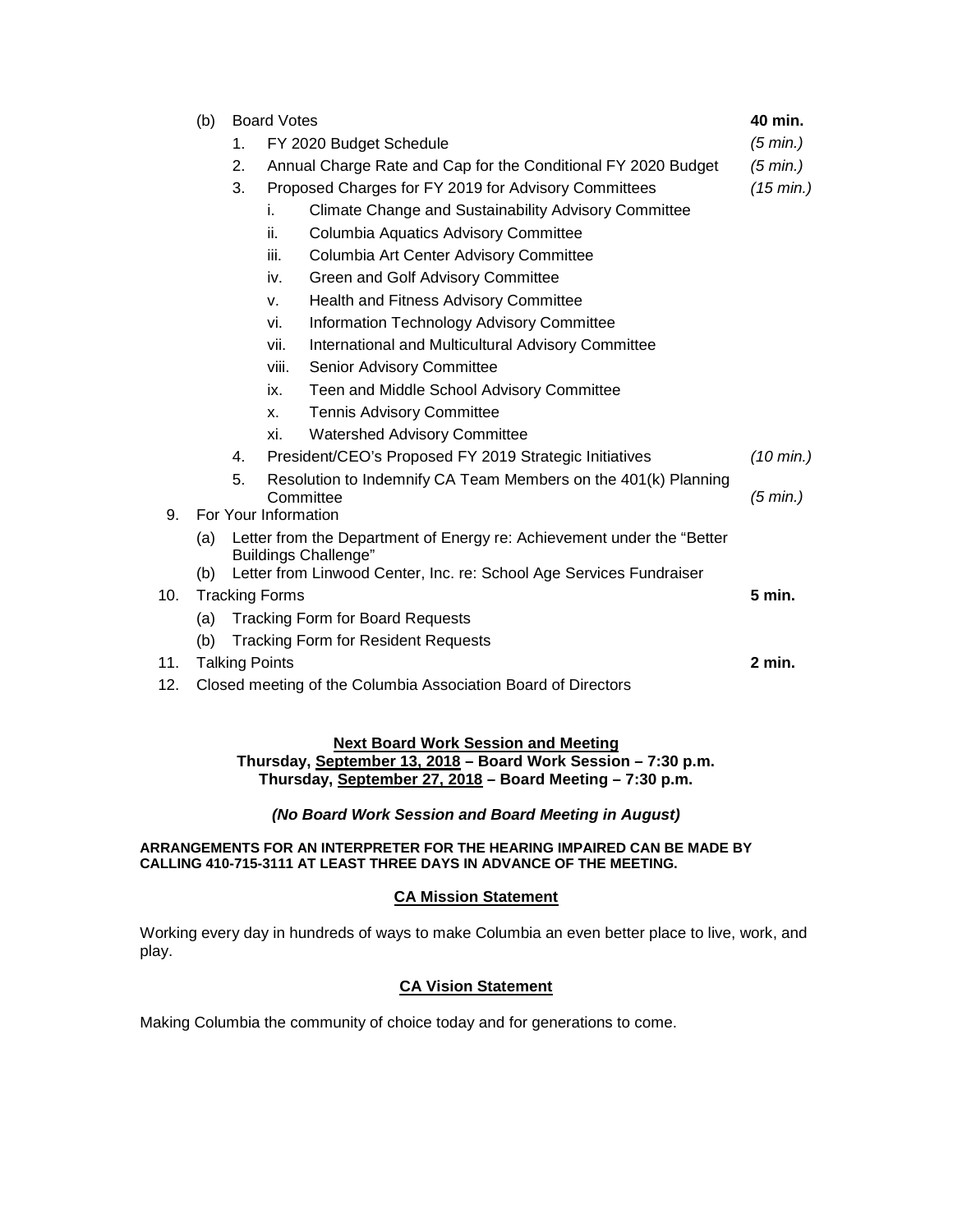(b) Board Votes **40 min.**

1. FY 2020 Budget Schedule *(5 min.)*
2. Annual Charge Rate and Cap for the Conditional FY 2020 Budget *(5 min.)*
3. Proposed Charges for FY 2019 for Advisory Committees *(15 min.)*
   - i. Climate Change and Sustainability Advisory Committee
   - ii. Columbia Aquatics Advisory Committee
   - iii. Columbia Art Center Advisory Committee
   - iv. Green and Golf Advisory Committee
   - v. Health and Fitness Advisory Committee
   - vi. Information Technology Advisory Committee
   - vii. International and Multicultural Advisory Committee
   - viii. Senior Advisory Committee
   - ix. Teen and Middle School Advisory Committee
   - x. Tennis Advisory Committee
   - xi. Watershed Advisory Committee
4. President/CEO's Proposed FY 2019 Strategic Initiatives *(10 min.)*
5. Resolution to Indemnify CA Team Members on the 401(k) Planning Committee *(5 min.)*

9. For Your Information
   - (a) Letter from the Department of Energy re: Achievement under the "Better Buildings Challenge"
   - (b) Letter from Linwood Center, Inc. re: School Age Services Fundraiser

10. Tracking Forms **5 min.**
    - (a) Tracking Form for Board Requests
    - (b) Tracking Form for Resident Requests

11. Talking Points **2 min.**

12. Closed meeting of the Columbia Association Board of Directors

**Next Board Work Session and Meeting**

**Thursday, September 13, 2018 – Board Work Session – 7:30 p.m.**

**Thursday, September 27, 2018 – Board Meeting – 7:30 p.m.**

***(No Board Work Session and Board Meeting in August)***

**ARRANGEMENTS FOR AN INTERPRETER FOR THE HEARING IMPAIRED CAN BE MADE BY CALLING 410-715-3111 AT LEAST THREE DAYS IN ADVANCE OF THE MEETING.**

## CA Mission Statement

Working every day in hundreds of ways to make Columbia an even better place to live, work, and play.

## CA Vision Statement

Making Columbia the community of choice today and for generations to come.